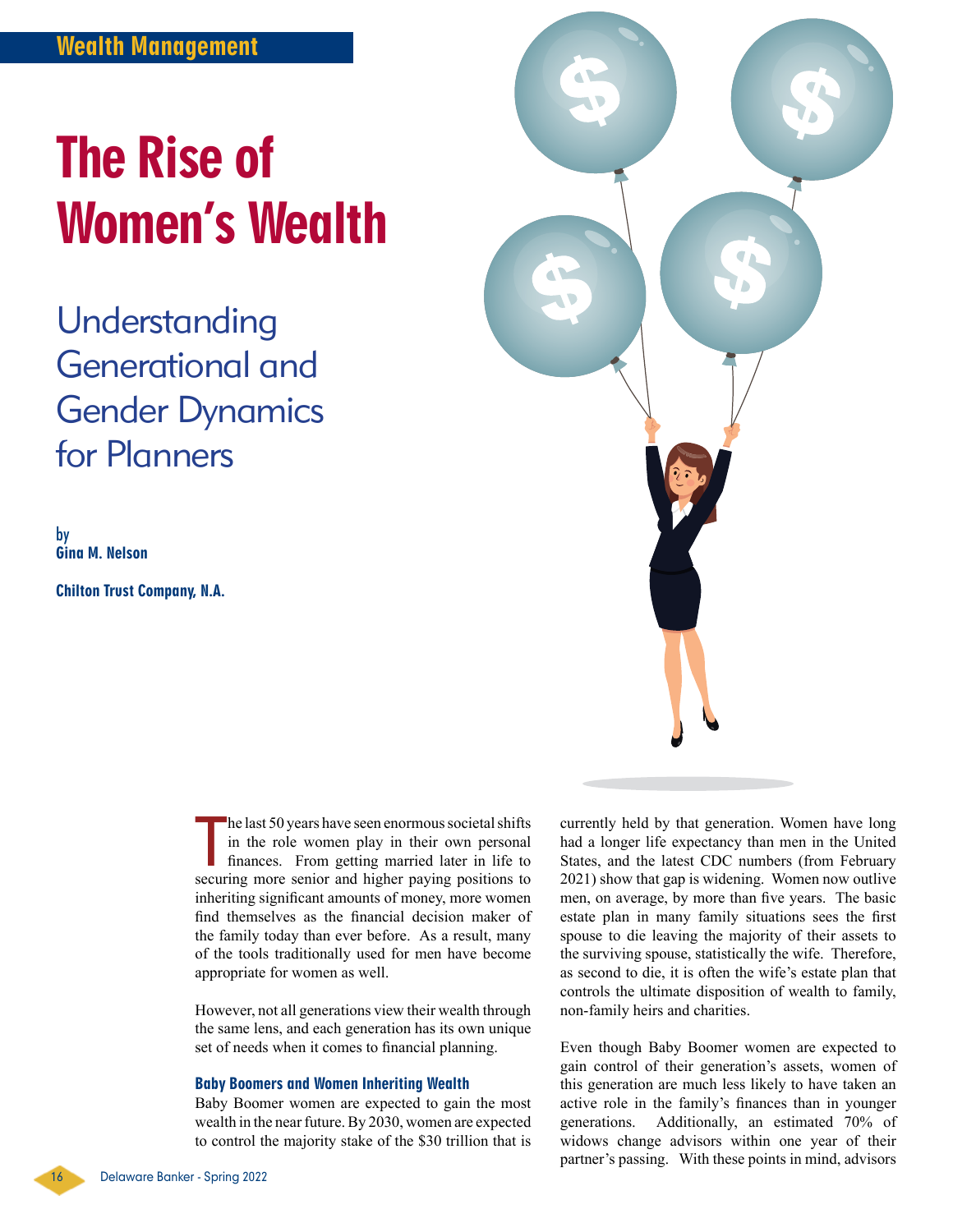Wealth Management

# The Rise of Women's Wealth

## Understanding Generational and Gender Dynamics for Planners

by
**Gina M. Nelson**

**Chilton Trust Company, N.A.**

The last 50 years have seen enormous societal shifts in the role women play in their own personal finances. From getting married later in life to securing more senior and higher paying positions to inheriting significant amounts of money, more women find themselves as the financial decision maker of the family today than ever before. As a result, many of the tools traditionally used for men have become appropriate for women as well.

However, not all generations view their wealth through the same lens, and each generation has its own unique set of needs when it comes to financial planning.

### Baby Boomers and Women Inheriting Wealth

Baby Boomer women are expected to gain the most wealth in the near future. By 2030, women are expected to control the majority stake of the $30 trillion that is currently held by that generation. Women have long had a longer life expectancy than men in the United States, and the latest CDC numbers (from February 2021) show that gap is widening. Women now outlive men, on average, by more than five years. The basic estate plan in many family situations sees the first spouse to die leaving the majority of their assets to the surviving spouse, statistically the wife. Therefore, as second to die, it is often the wife's estate plan that controls the ultimate disposition of wealth to family, non-family heirs and charities.

Even though Baby Boomer women are expected to gain control of their generation's assets, women of this generation are much less likely to have taken an active role in the family's finances than in younger generations. Additionally, an estimated 70% of widows change advisors within one year of their partner's passing. With these points in mind, advisors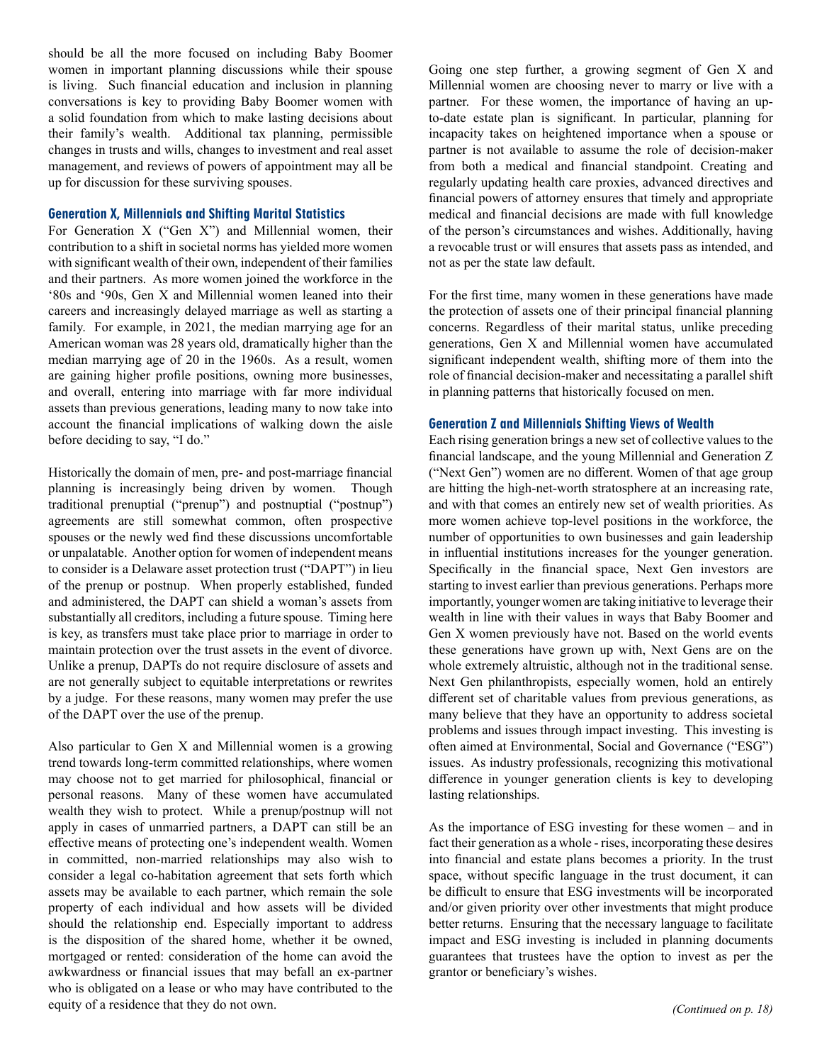should be all the more focused on including Baby Boomer women in important planning discussions while their spouse is living. Such financial education and inclusion in planning conversations is key to providing Baby Boomer women with a solid foundation from which to make lasting decisions about their family's wealth. Additional tax planning, permissible changes in trusts and wills, changes to investment and real asset management, and reviews of powers of appointment may all be up for discussion for these surviving spouses.

### Generation X, Millennials and Shifting Marital Statistics

For Generation X ("Gen X") and Millennial women, their contribution to a shift in societal norms has yielded more women with significant wealth of their own, independent of their families and their partners. As more women joined the workforce in the '80s and '90s, Gen X and Millennial women leaned into their careers and increasingly delayed marriage as well as starting a family. For example, in 2021, the median marrying age for an American woman was 28 years old, dramatically higher than the median marrying age of 20 in the 1960s. As a result, women are gaining higher profile positions, owning more businesses, and overall, entering into marriage with far more individual assets than previous generations, leading many to now take into account the financial implications of walking down the aisle before deciding to say, "I do."

Historically the domain of men, pre- and post-marriage financial planning is increasingly being driven by women. Though traditional prenuptial ("prenup") and postnuptial ("postnup") agreements are still somewhat common, often prospective spouses or the newly wed find these discussions uncomfortable or unpalatable. Another option for women of independent means to consider is a Delaware asset protection trust ("DAPT") in lieu of the prenup or postnup. When properly established, funded and administered, the DAPT can shield a woman's assets from substantially all creditors, including a future spouse. Timing here is key, as transfers must take place prior to marriage in order to maintain protection over the trust assets in the event of divorce. Unlike a prenup, DAPTs do not require disclosure of assets and are not generally subject to equitable interpretations or rewrites by a judge. For these reasons, many women may prefer the use of the DAPT over the use of the prenup.

Also particular to Gen X and Millennial women is a growing trend towards long-term committed relationships, where women may choose not to get married for philosophical, financial or personal reasons. Many of these women have accumulated wealth they wish to protect. While a prenup/postnup will not apply in cases of unmarried partners, a DAPT can still be an effective means of protecting one's independent wealth. Women in committed, non-married relationships may also wish to consider a legal co-habitation agreement that sets forth which assets may be available to each partner, which remain the sole property of each individual and how assets will be divided should the relationship end. Especially important to address is the disposition of the shared home, whether it be owned, mortgaged or rented: consideration of the home can avoid the awkwardness or financial issues that may befall an ex-partner who is obligated on a lease or who may have contributed to the equity of a residence that they do not own.

Going one step further, a growing segment of Gen X and Millennial women are choosing never to marry or live with a partner. For these women, the importance of having an up-to-date estate plan is significant. In particular, planning for incapacity takes on heightened importance when a spouse or partner is not available to assume the role of decision-maker from both a medical and financial standpoint. Creating and regularly updating health care proxies, advanced directives and financial powers of attorney ensures that timely and appropriate medical and financial decisions are made with full knowledge of the person's circumstances and wishes. Additionally, having a revocable trust or will ensures that assets pass as intended, and not as per the state law default.

For the first time, many women in these generations have made the protection of assets one of their principal financial planning concerns. Regardless of their marital status, unlike preceding generations, Gen X and Millennial women have accumulated significant independent wealth, shifting more of them into the role of financial decision-maker and necessitating a parallel shift in planning patterns that historically focused on men.

### Generation Z and Millennials Shifting Views of Wealth

Each rising generation brings a new set of collective values to the financial landscape, and the young Millennial and Generation Z ("Next Gen") women are no different. Women of that age group are hitting the high-net-worth stratosphere at an increasing rate, and with that comes an entirely new set of wealth priorities. As more women achieve top-level positions in the workforce, the number of opportunities to own businesses and gain leadership in influential institutions increases for the younger generation. Specifically in the financial space, Next Gen investors are starting to invest earlier than previous generations. Perhaps more importantly, younger women are taking initiative to leverage their wealth in line with their values in ways that Baby Boomer and Gen X women previously have not. Based on the world events these generations have grown up with, Next Gens are on the whole extremely altruistic, although not in the traditional sense. Next Gen philanthropists, especially women, hold an entirely different set of charitable values from previous generations, as many believe that they have an opportunity to address societal problems and issues through impact investing. This investing is often aimed at Environmental, Social and Governance ("ESG") issues. As industry professionals, recognizing this motivational difference in younger generation clients is key to developing lasting relationships.

As the importance of ESG investing for these women – and in fact their generation as a whole - rises, incorporating these desires into financial and estate plans becomes a priority. In the trust space, without specific language in the trust document, it can be difficult to ensure that ESG investments will be incorporated and/or given priority over other investments that might produce better returns. Ensuring that the necessary language to facilitate impact and ESG investing is included in planning documents guarantees that trustees have the option to invest as per the grantor or beneficiary's wishes.

*(Continued on p. 18)*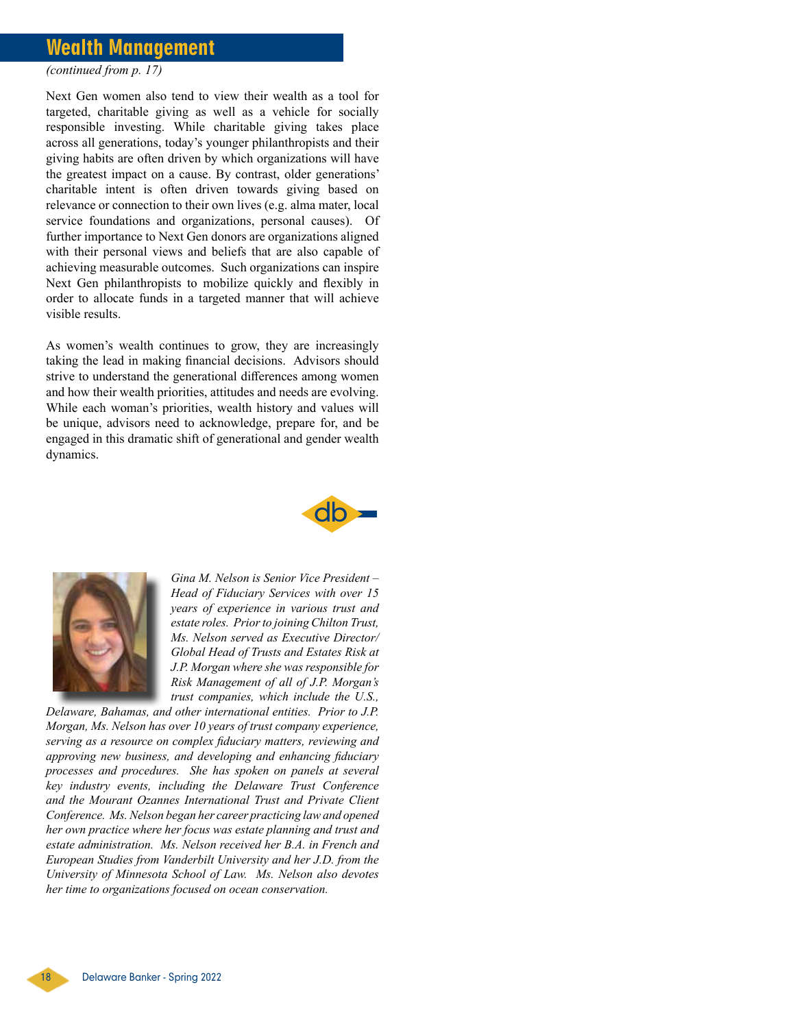## Wealth Management

*(continued from p. 17)*

Next Gen women also tend to view their wealth as a tool for targeted, charitable giving as well as a vehicle for socially responsible investing. While charitable giving takes place across all generations, today's younger philanthropists and their giving habits are often driven by which organizations will have the greatest impact on a cause. By contrast, older generations' charitable intent is often driven towards giving based on relevance or connection to their own lives (e.g. alma mater, local service foundations and organizations, personal causes). Of further importance to Next Gen donors are organizations aligned with their personal views and beliefs that are also capable of achieving measurable outcomes. Such organizations can inspire Next Gen philanthropists to mobilize quickly and flexibly in order to allocate funds in a targeted manner that will achieve visible results.

As women's wealth continues to grow, they are increasingly taking the lead in making financial decisions. Advisors should strive to understand the generational differences among women and how their wealth priorities, attitudes and needs are evolving. While each woman's priorities, wealth history and values will be unique, advisors need to acknowledge, prepare for, and be engaged in this dramatic shift of generational and gender wealth dynamics.

*Gina M. Nelson is Senior Vice President – Head of Fiduciary Services with over 15 years of experience in various trust and estate roles. Prior to joining Chilton Trust, Ms. Nelson served as Executive Director/ Global Head of Trusts and Estates Risk at J.P. Morgan where she was responsible for Risk Management of all of J.P. Morgan's trust companies, which include the U.S., Delaware, Bahamas, and other international entities. Prior to J.P. Morgan, Ms. Nelson has over 10 years of trust company experience, serving as a resource on complex fiduciary matters, reviewing and approving new business, and developing and enhancing fiduciary processes and procedures. She has spoken on panels at several key industry events, including the Delaware Trust Conference and the Mourant Ozannes International Trust and Private Client Conference. Ms. Nelson began her career practicing law and opened her own practice where her focus was estate planning and trust and estate administration. Ms. Nelson received her B.A. in French and European Studies from Vanderbilt University and her J.D. from the University of Minnesota School of Law. Ms. Nelson also devotes her time to organizations focused on ocean conservation.*